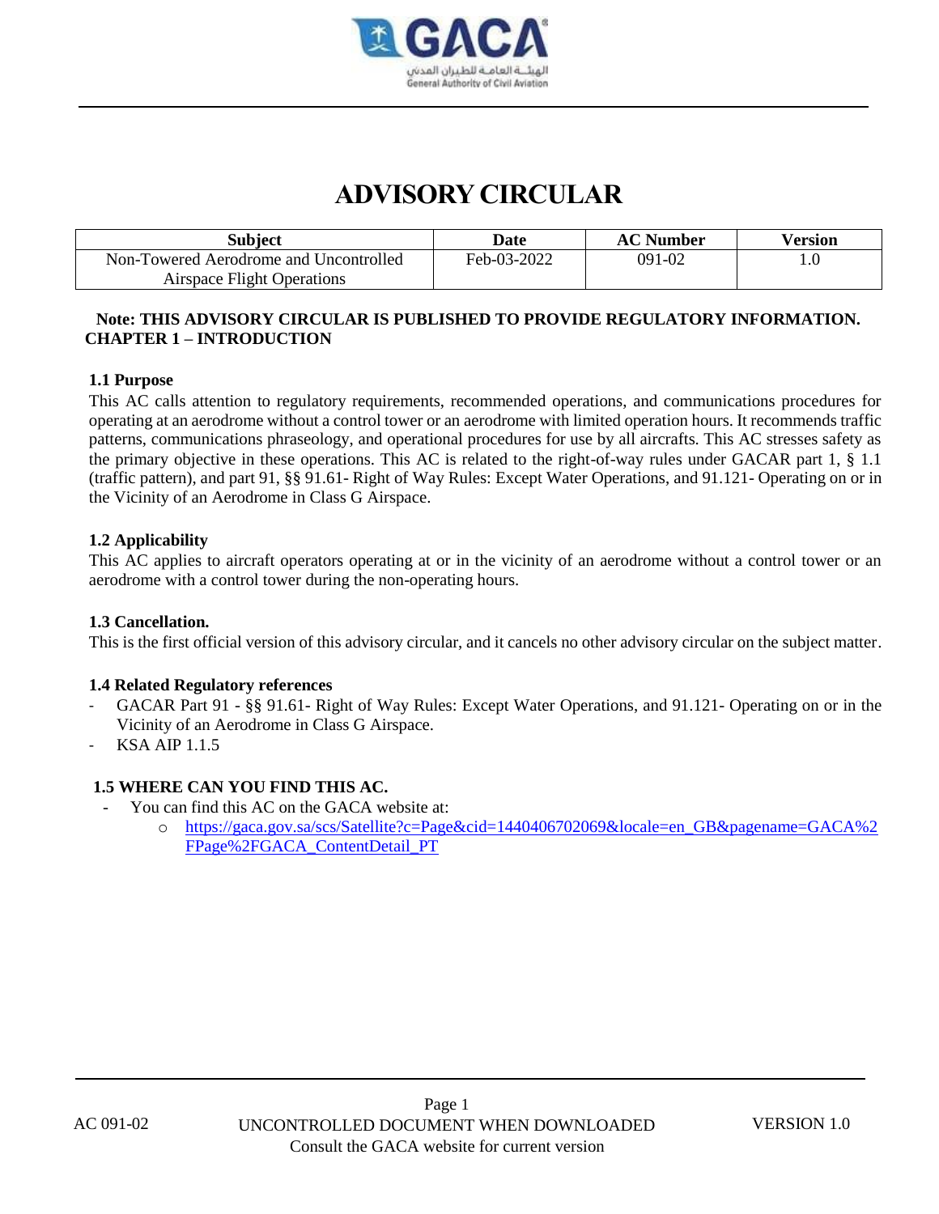# ADVISORY CIRCULAR

| Subject | Date | AC Number | Version |
|---|---|---|---|
| Non-Towered Aerodrome and Uncontrolled Airspace Flight Operations | Feb-03-2022 | 091-02 | 1.0 |

**Note: THIS ADVISORY CIRCULAR IS PUBLISHED TO PROVIDE REGULATORY INFORMATION.**

## CHAPTER 1 – INTRODUCTION

### 1.1 Purpose

This AC calls attention to regulatory requirements, recommended operations, and communications procedures for operating at an aerodrome without a control tower or an aerodrome with limited operation hours. It recommends traffic patterns, communications phraseology, and operational procedures for use by all aircrafts. This AC stresses safety as the primary objective in these operations. This AC is related to the right-of-way rules under GACAR part 1, § 1.1 (traffic pattern), and part 91, §§ 91.61- Right of Way Rules: Except Water Operations, and 91.121- Operating on or in the Vicinity of an Aerodrome in Class G Airspace.

### 1.2 Applicability

This AC applies to aircraft operators operating at or in the vicinity of an aerodrome without a control tower or an aerodrome with a control tower during the non-operating hours.

### 1.3 Cancellation.

This is the first official version of this advisory circular, and it cancels no other advisory circular on the subject matter.

### 1.4 Related Regulatory references

- GACAR Part 91 - §§ 91.61- Right of Way Rules: Except Water Operations, and 91.121- Operating on or in the Vicinity of an Aerodrome in Class G Airspace.
- KSA AIP 1.1.5

### 1.5 WHERE CAN YOU FIND THIS AC.

- You can find this AC on the GACA website at:
  - https://gaca.gov.sa/scs/Satellite?c=Page&cid=1440406702069&locale=en_GB&pagename=GACA%2FPage%2FGACA_ContentDetail_PT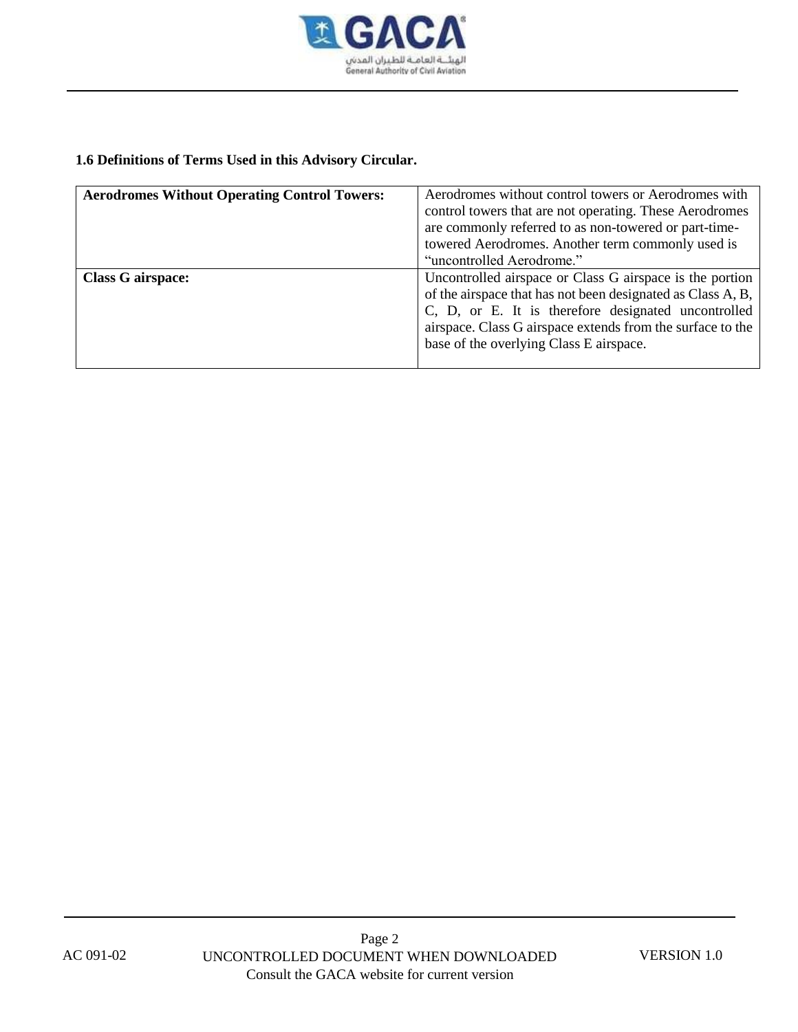### 1.6 Definitions of Terms Used in this Advisory Circular.

| Term | Definition |
|---|---|
| **Aerodromes Without Operating Control Towers:** | Aerodromes without control towers or Aerodromes with control towers that are not operating. These Aerodromes are commonly referred to as non-towered or part-time-towered Aerodromes. Another term commonly used is "uncontrolled Aerodrome." |
| **Class G airspace:** | Uncontrolled airspace or Class G airspace is the portion of the airspace that has not been designated as Class A, B, C, D, or E. It is therefore designated uncontrolled airspace. Class G airspace extends from the surface to the base of the overlying Class E airspace. |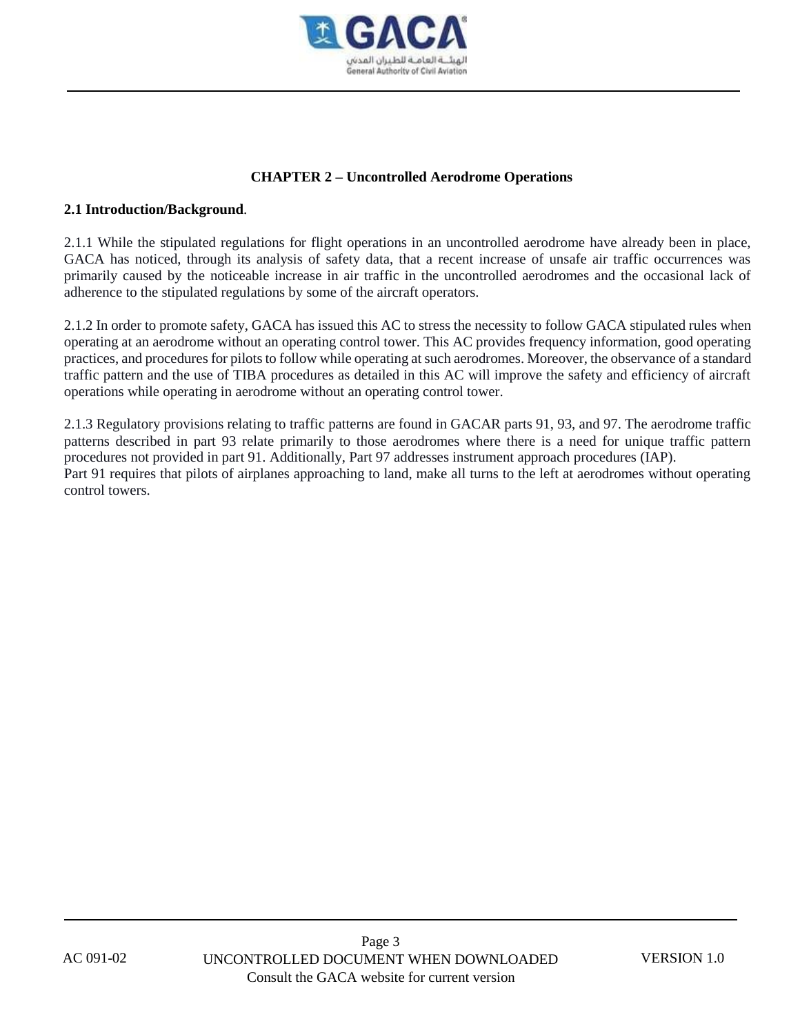## CHAPTER 2 – Uncontrolled Aerodrome Operations

### 2.1 Introduction/Background.

2.1.1 While the stipulated regulations for flight operations in an uncontrolled aerodrome have already been in place, GACA has noticed, through its analysis of safety data, that a recent increase of unsafe air traffic occurrences was primarily caused by the noticeable increase in air traffic in the uncontrolled aerodromes and the occasional lack of adherence to the stipulated regulations by some of the aircraft operators.

2.1.2 In order to promote safety, GACA has issued this AC to stress the necessity to follow GACA stipulated rules when operating at an aerodrome without an operating control tower. This AC provides frequency information, good operating practices, and procedures for pilots to follow while operating at such aerodromes. Moreover, the observance of a standard traffic pattern and the use of TIBA procedures as detailed in this AC will improve the safety and efficiency of aircraft operations while operating in aerodrome without an operating control tower.

2.1.3 Regulatory provisions relating to traffic patterns are found in GACAR parts 91, 93, and 97. The aerodrome traffic patterns described in part 93 relate primarily to those aerodromes where there is a need for unique traffic pattern procedures not provided in part 91. Additionally, Part 97 addresses instrument approach procedures (IAP).
Part 91 requires that pilots of airplanes approaching to land, make all turns to the left at aerodromes without operating control towers.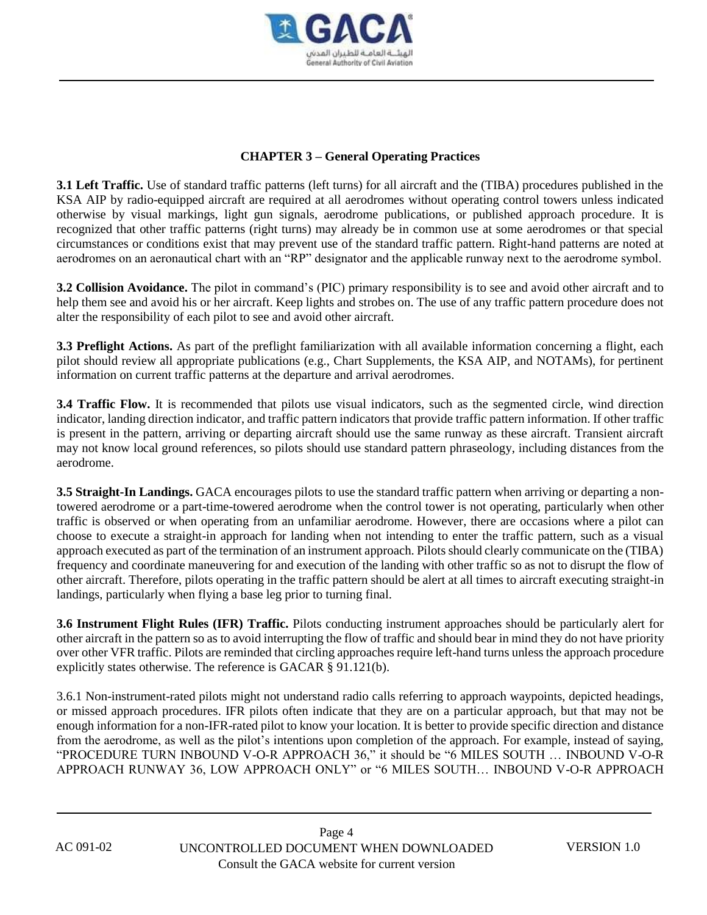## CHAPTER 3 – General Operating Practices

**3.1 Left Traffic.** Use of standard traffic patterns (left turns) for all aircraft and the (TIBA) procedures published in the KSA AIP by radio-equipped aircraft are required at all aerodromes without operating control towers unless indicated otherwise by visual markings, light gun signals, aerodrome publications, or published approach procedure. It is recognized that other traffic patterns (right turns) may already be in common use at some aerodromes or that special circumstances or conditions exist that may prevent use of the standard traffic pattern. Right-hand patterns are noted at aerodromes on an aeronautical chart with an “RP” designator and the applicable runway next to the aerodrome symbol.

**3.2 Collision Avoidance.** The pilot in command’s (PIC) primary responsibility is to see and avoid other aircraft and to help them see and avoid his or her aircraft. Keep lights and strobes on. The use of any traffic pattern procedure does not alter the responsibility of each pilot to see and avoid other aircraft.

**3.3 Preflight Actions.** As part of the preflight familiarization with all available information concerning a flight, each pilot should review all appropriate publications (e.g., Chart Supplements, the KSA AIP, and NOTAMs), for pertinent information on current traffic patterns at the departure and arrival aerodromes.

**3.4 Traffic Flow.** It is recommended that pilots use visual indicators, such as the segmented circle, wind direction indicator, landing direction indicator, and traffic pattern indicators that provide traffic pattern information. If other traffic is present in the pattern, arriving or departing aircraft should use the same runway as these aircraft. Transient aircraft may not know local ground references, so pilots should use standard pattern phraseology, including distances from the aerodrome.

**3.5 Straight-In Landings.** GACA encourages pilots to use the standard traffic pattern when arriving or departing a non-towered aerodrome or a part-time-towered aerodrome when the control tower is not operating, particularly when other traffic is observed or when operating from an unfamiliar aerodrome. However, there are occasions where a pilot can choose to execute a straight-in approach for landing when not intending to enter the traffic pattern, such as a visual approach executed as part of the termination of an instrument approach. Pilots should clearly communicate on the (TIBA) frequency and coordinate maneuvering for and execution of the landing with other traffic so as not to disrupt the flow of other aircraft. Therefore, pilots operating in the traffic pattern should be alert at all times to aircraft executing straight-in landings, particularly when flying a base leg prior to turning final.

**3.6 Instrument Flight Rules (IFR) Traffic.** Pilots conducting instrument approaches should be particularly alert for other aircraft in the pattern so as to avoid interrupting the flow of traffic and should bear in mind they do not have priority over other VFR traffic. Pilots are reminded that circling approaches require left-hand turns unless the approach procedure explicitly states otherwise. The reference is GACAR § 91.121(b).

3.6.1 Non-instrument-rated pilots might not understand radio calls referring to approach waypoints, depicted headings, or missed approach procedures. IFR pilots often indicate that they are on a particular approach, but that may not be enough information for a non-IFR-rated pilot to know your location. It is better to provide specific direction and distance from the aerodrome, as well as the pilot’s intentions upon completion of the approach. For example, instead of saying, “PROCEDURE TURN INBOUND V-O-R APPROACH 36,” it should be “6 MILES SOUTH … INBOUND V-O-R APPROACH RUNWAY 36, LOW APPROACH ONLY” or “6 MILES SOUTH… INBOUND V-O-R APPROACH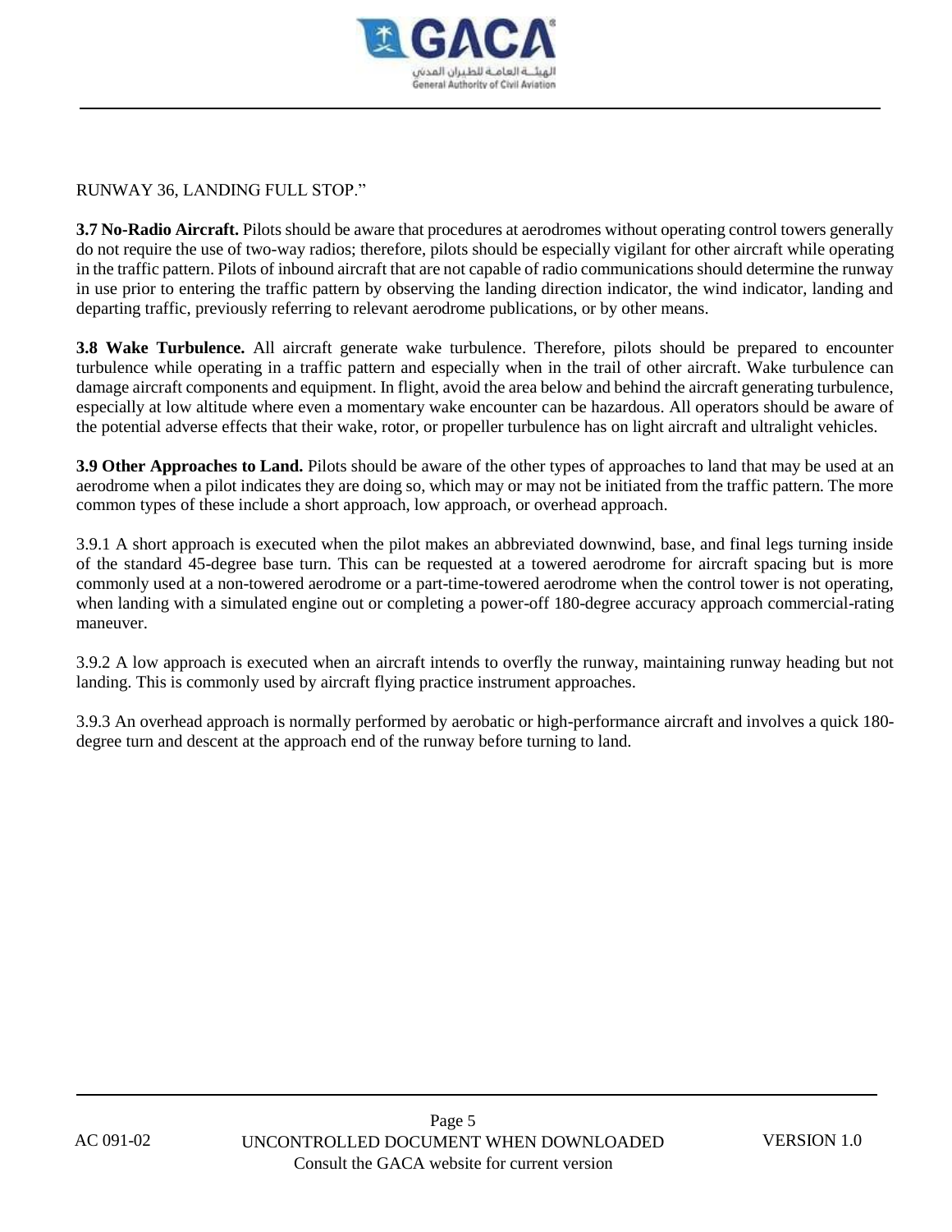RUNWAY 36, LANDING FULL STOP."

**3.7 No-Radio Aircraft.** Pilots should be aware that procedures at aerodromes without operating control towers generally do not require the use of two-way radios; therefore, pilots should be especially vigilant for other aircraft while operating in the traffic pattern. Pilots of inbound aircraft that are not capable of radio communications should determine the runway in use prior to entering the traffic pattern by observing the landing direction indicator, the wind indicator, landing and departing traffic, previously referring to relevant aerodrome publications, or by other means.

**3.8 Wake Turbulence.** All aircraft generate wake turbulence. Therefore, pilots should be prepared to encounter turbulence while operating in a traffic pattern and especially when in the trail of other aircraft. Wake turbulence can damage aircraft components and equipment. In flight, avoid the area below and behind the aircraft generating turbulence, especially at low altitude where even a momentary wake encounter can be hazardous. All operators should be aware of the potential adverse effects that their wake, rotor, or propeller turbulence has on light aircraft and ultralight vehicles.

**3.9 Other Approaches to Land.** Pilots should be aware of the other types of approaches to land that may be used at an aerodrome when a pilot indicates they are doing so, which may or may not be initiated from the traffic pattern. The more common types of these include a short approach, low approach, or overhead approach.

3.9.1 A short approach is executed when the pilot makes an abbreviated downwind, base, and final legs turning inside of the standard 45-degree base turn. This can be requested at a towered aerodrome for aircraft spacing but is more commonly used at a non-towered aerodrome or a part-time-towered aerodrome when the control tower is not operating, when landing with a simulated engine out or completing a power-off 180-degree accuracy approach commercial-rating maneuver.

3.9.2 A low approach is executed when an aircraft intends to overfly the runway, maintaining runway heading but not landing. This is commonly used by aircraft flying practice instrument approaches.

3.9.3 An overhead approach is normally performed by aerobatic or high-performance aircraft and involves a quick 180-degree turn and descent at the approach end of the runway before turning to land.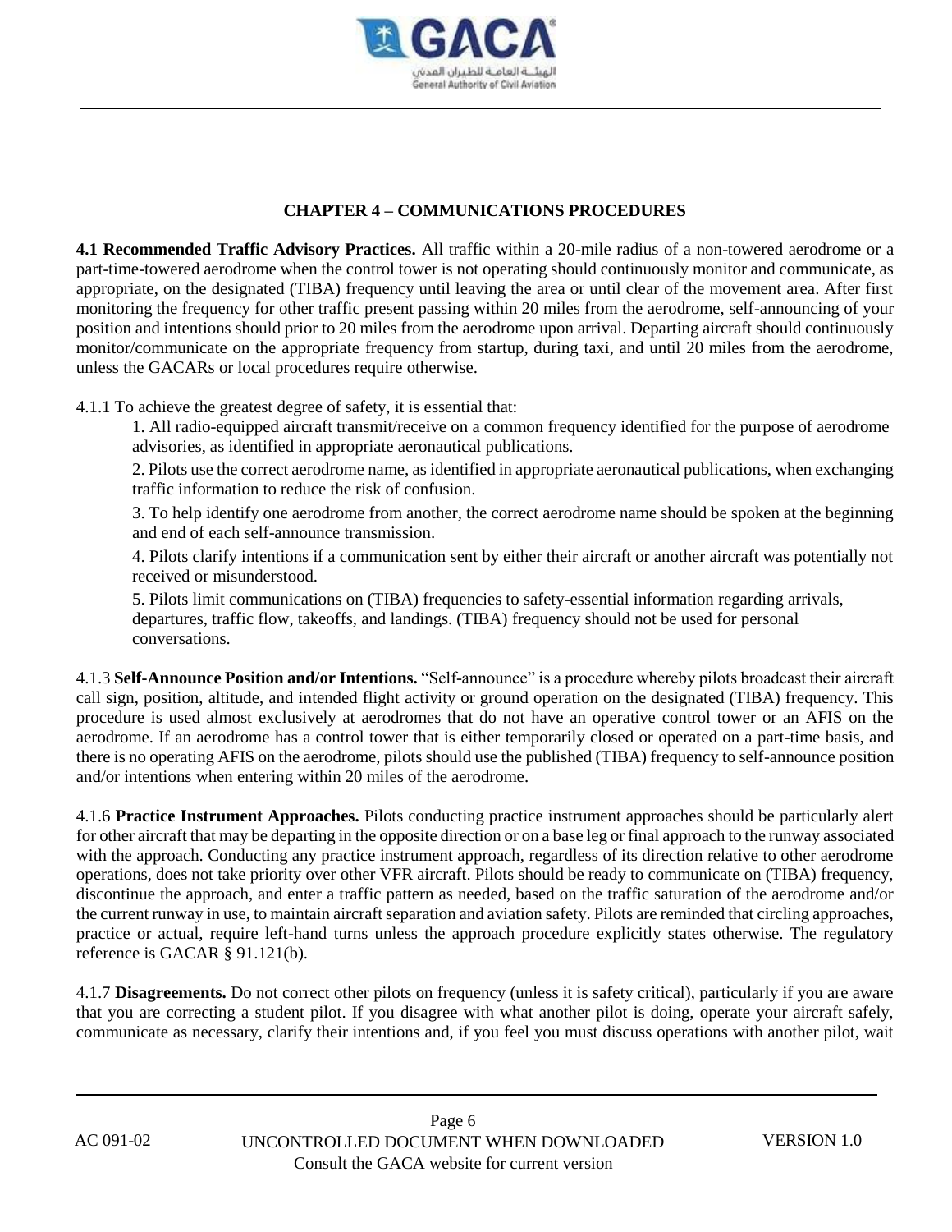## CHAPTER 4 – COMMUNICATIONS PROCEDURES

**4.1 Recommended Traffic Advisory Practices.** All traffic within a 20-mile radius of a non-towered aerodrome or a part-time-towered aerodrome when the control tower is not operating should continuously monitor and communicate, as appropriate, on the designated (TIBA) frequency until leaving the area or until clear of the movement area. After first monitoring the frequency for other traffic present passing within 20 miles from the aerodrome, self-announcing of your position and intentions should prior to 20 miles from the aerodrome upon arrival. Departing aircraft should continuously monitor/communicate on the appropriate frequency from startup, during taxi, and until 20 miles from the aerodrome, unless the GACARs or local procedures require otherwise.

4.1.1 To achieve the greatest degree of safety, it is essential that:

1. All radio-equipped aircraft transmit/receive on a common frequency identified for the purpose of aerodrome advisories, as identified in appropriate aeronautical publications.
2. Pilots use the correct aerodrome name, as identified in appropriate aeronautical publications, when exchanging traffic information to reduce the risk of confusion.
3. To help identify one aerodrome from another, the correct aerodrome name should be spoken at the beginning and end of each self-announce transmission.
4. Pilots clarify intentions if a communication sent by either their aircraft or another aircraft was potentially not received or misunderstood.
5. Pilots limit communications on (TIBA) frequencies to safety-essential information regarding arrivals, departures, traffic flow, takeoffs, and landings. (TIBA) frequency should not be used for personal conversations.

4.1.3 **Self-Announce Position and/or Intentions.** "Self-announce" is a procedure whereby pilots broadcast their aircraft call sign, position, altitude, and intended flight activity or ground operation on the designated (TIBA) frequency. This procedure is used almost exclusively at aerodromes that do not have an operative control tower or an AFIS on the aerodrome. If an aerodrome has a control tower that is either temporarily closed or operated on a part-time basis, and there is no operating AFIS on the aerodrome, pilots should use the published (TIBA) frequency to self-announce position and/or intentions when entering within 20 miles of the aerodrome.

4.1.6 **Practice Instrument Approaches.** Pilots conducting practice instrument approaches should be particularly alert for other aircraft that may be departing in the opposite direction or on a base leg or final approach to the runway associated with the approach. Conducting any practice instrument approach, regardless of its direction relative to other aerodrome operations, does not take priority over other VFR aircraft. Pilots should be ready to communicate on (TIBA) frequency, discontinue the approach, and enter a traffic pattern as needed, based on the traffic saturation of the aerodrome and/or the current runway in use, to maintain aircraft separation and aviation safety. Pilots are reminded that circling approaches, practice or actual, require left-hand turns unless the approach procedure explicitly states otherwise. The regulatory reference is GACAR § 91.121(b).

4.1.7 **Disagreements.** Do not correct other pilots on frequency (unless it is safety critical), particularly if you are aware that you are correcting a student pilot. If you disagree with what another pilot is doing, operate your aircraft safely, communicate as necessary, clarify their intentions and, if you feel you must discuss operations with another pilot, wait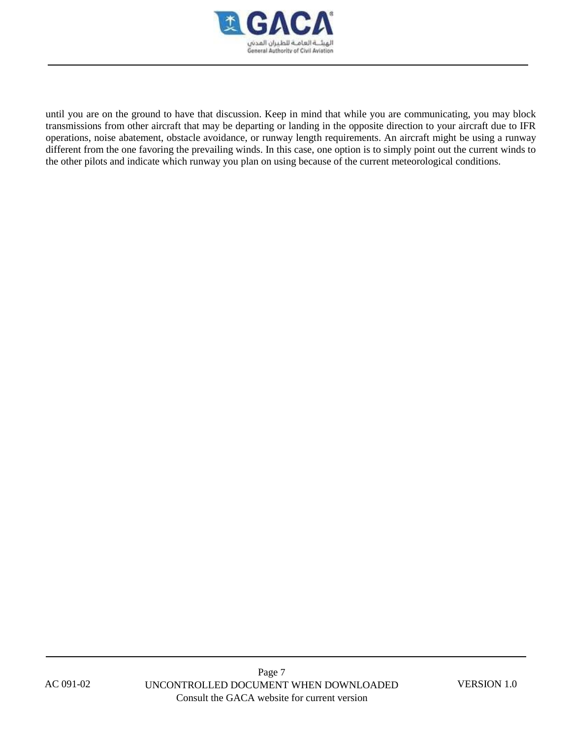until you are on the ground to have that discussion. Keep in mind that while you are communicating, you may block transmissions from other aircraft that may be departing or landing in the opposite direction to your aircraft due to IFR operations, noise abatement, obstacle avoidance, or runway length requirements. An aircraft might be using a runway different from the one favoring the prevailing winds. In this case, one option is to simply point out the current winds to the other pilots and indicate which runway you plan on using because of the current meteorological conditions.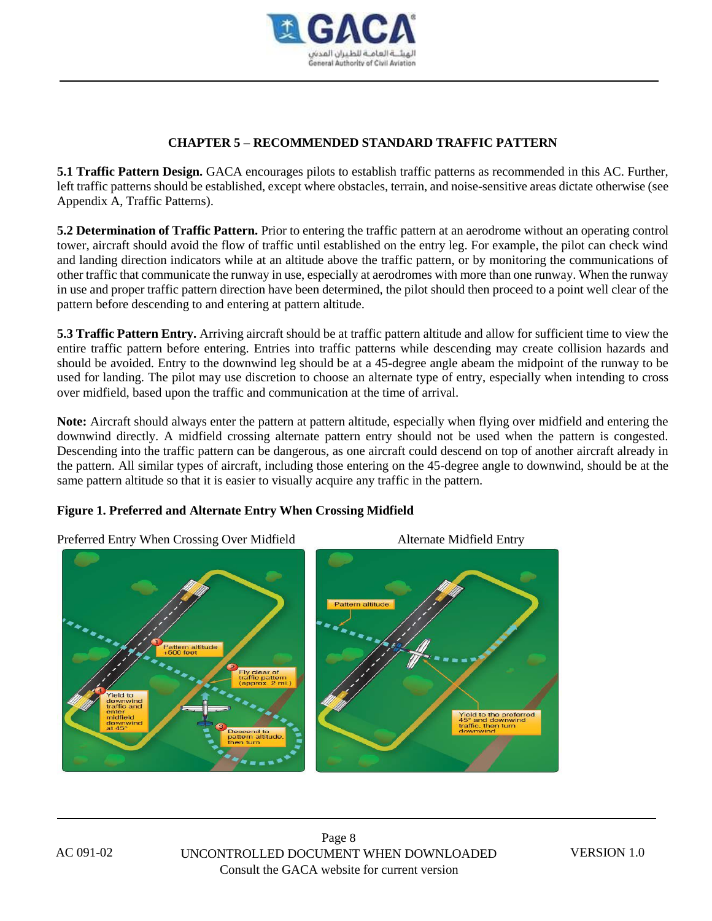## CHAPTER 5 – RECOMMENDED STANDARD TRAFFIC PATTERN

**5.1 Traffic Pattern Design.** GACA encourages pilots to establish traffic patterns as recommended in this AC. Further, left traffic patterns should be established, except where obstacles, terrain, and noise-sensitive areas dictate otherwise (see Appendix A, Traffic Patterns).

**5.2 Determination of Traffic Pattern.** Prior to entering the traffic pattern at an aerodrome without an operating control tower, aircraft should avoid the flow of traffic until established on the entry leg. For example, the pilot can check wind and landing direction indicators while at an altitude above the traffic pattern, or by monitoring the communications of other traffic that communicate the runway in use, especially at aerodromes with more than one runway. When the runway in use and proper traffic pattern direction have been determined, the pilot should then proceed to a point well clear of the pattern before descending to and entering at pattern altitude.

**5.3 Traffic Pattern Entry.** Arriving aircraft should be at traffic pattern altitude and allow for sufficient time to view the entire traffic pattern before entering. Entries into traffic patterns while descending may create collision hazards and should be avoided. Entry to the downwind leg should be at a 45-degree angle abeam the midpoint of the runway to be used for landing. The pilot may use discretion to choose an alternate type of entry, especially when intending to cross over midfield, based upon the traffic and communication at the time of arrival.

**Note:** Aircraft should always enter the pattern at pattern altitude, especially when flying over midfield and entering the downwind directly. A midfield crossing alternate pattern entry should not be used when the pattern is congested. Descending into the traffic pattern can be dangerous, as one aircraft could descend on top of another aircraft already in the pattern. All similar types of aircraft, including those entering on the 45-degree angle to downwind, should be at the same pattern altitude so that it is easier to visually acquire any traffic in the pattern.

**Figure 1. Preferred and Alternate Entry When Crossing Midfield**

Preferred Entry When Crossing Over Midfield

Alternate Midfield Entry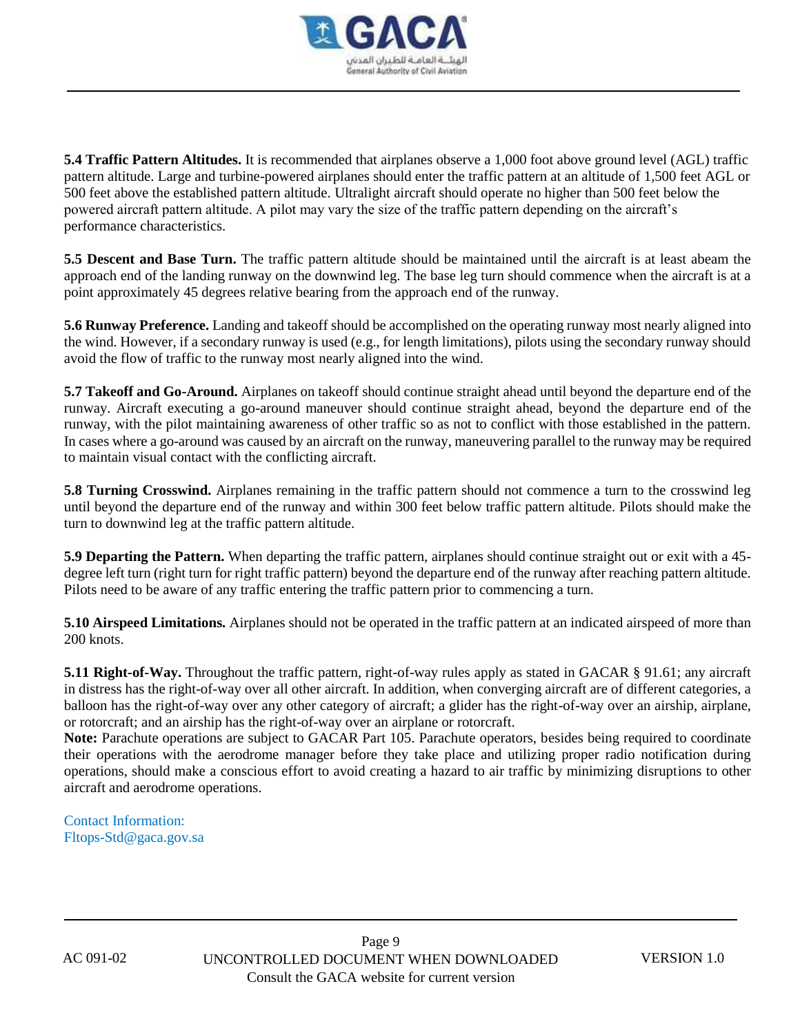**5.4 Traffic Pattern Altitudes.** It is recommended that airplanes observe a 1,000 foot above ground level (AGL) traffic pattern altitude. Large and turbine-powered airplanes should enter the traffic pattern at an altitude of 1,500 feet AGL or 500 feet above the established pattern altitude. Ultralight aircraft should operate no higher than 500 feet below the powered aircraft pattern altitude. A pilot may vary the size of the traffic pattern depending on the aircraft's performance characteristics.

**5.5 Descent and Base Turn.** The traffic pattern altitude should be maintained until the aircraft is at least abeam the approach end of the landing runway on the downwind leg. The base leg turn should commence when the aircraft is at a point approximately 45 degrees relative bearing from the approach end of the runway.

**5.6 Runway Preference.** Landing and takeoff should be accomplished on the operating runway most nearly aligned into the wind. However, if a secondary runway is used (e.g., for length limitations), pilots using the secondary runway should avoid the flow of traffic to the runway most nearly aligned into the wind.

**5.7 Takeoff and Go-Around.** Airplanes on takeoff should continue straight ahead until beyond the departure end of the runway. Aircraft executing a go-around maneuver should continue straight ahead, beyond the departure end of the runway, with the pilot maintaining awareness of other traffic so as not to conflict with those established in the pattern. In cases where a go-around was caused by an aircraft on the runway, maneuvering parallel to the runway may be required to maintain visual contact with the conflicting aircraft.

**5.8 Turning Crosswind.** Airplanes remaining in the traffic pattern should not commence a turn to the crosswind leg until beyond the departure end of the runway and within 300 feet below traffic pattern altitude. Pilots should make the turn to downwind leg at the traffic pattern altitude.

**5.9 Departing the Pattern.** When departing the traffic pattern, airplanes should continue straight out or exit with a 45-degree left turn (right turn for right traffic pattern) beyond the departure end of the runway after reaching pattern altitude. Pilots need to be aware of any traffic entering the traffic pattern prior to commencing a turn.

**5.10 Airspeed Limitations.** Airplanes should not be operated in the traffic pattern at an indicated airspeed of more than 200 knots.

**5.11 Right-of-Way.** Throughout the traffic pattern, right-of-way rules apply as stated in GACAR § 91.61; any aircraft in distress has the right-of-way over all other aircraft. In addition, when converging aircraft are of different categories, a balloon has the right-of-way over any other category of aircraft; a glider has the right-of-way over an airship, airplane, or rotorcraft; and an airship has the right-of-way over an airplane or rotorcraft.

**Note:** Parachute operations are subject to GACAR Part 105. Parachute operators, besides being required to coordinate their operations with the aerodrome manager before they take place and utilizing proper radio notification during operations, should make a conscious effort to avoid creating a hazard to air traffic by minimizing disruptions to other aircraft and aerodrome operations.

Contact Information:
Fltops-Std@gaca.gov.sa